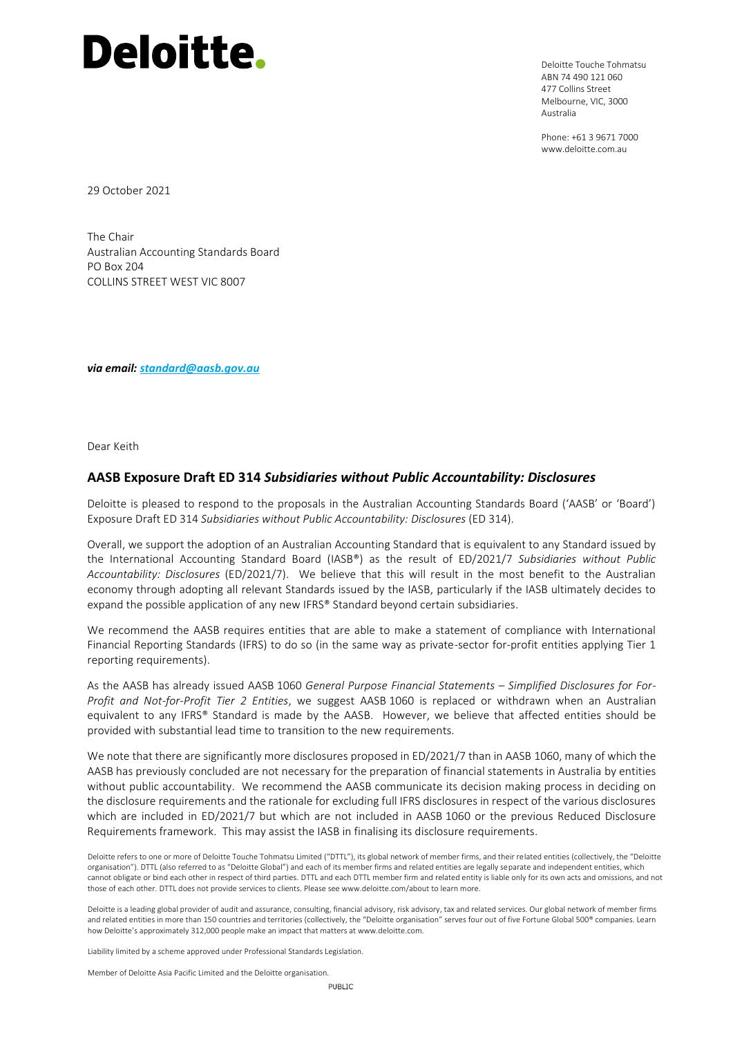# Deloitte.

Deloitte Touche Tohmatsu
ABN 74 490 121 060
477 Collins Street
Melbourne, VIC, 3000
Australia

Phone: +61 3 9671 7000
www.deloitte.com.au

29 October 2021

The Chair
Australian Accounting Standards Board
PO Box 204
COLLINS STREET WEST VIC 8007

***via email: standard@aasb.gov.au***

Dear Keith

## AASB Exposure Draft ED 314 *Subsidiaries without Public Accountability: Disclosures*

Deloitte is pleased to respond to the proposals in the Australian Accounting Standards Board ('AASB' or 'Board') Exposure Draft ED 314 *Subsidiaries without Public Accountability: Disclosures* (ED 314).

Overall, we support the adoption of an Australian Accounting Standard that is equivalent to any Standard issued by the International Accounting Standard Board (IASB®) as the result of ED/2021/7 *Subsidiaries without Public Accountability: Disclosures* (ED/2021/7). We believe that this will result in the most benefit to the Australian economy through adopting all relevant Standards issued by the IASB, particularly if the IASB ultimately decides to expand the possible application of any new IFRS® Standard beyond certain subsidiaries.

We recommend the AASB requires entities that are able to make a statement of compliance with International Financial Reporting Standards (IFRS) to do so (in the same way as private-sector for-profit entities applying Tier 1 reporting requirements).

As the AASB has already issued AASB 1060 *General Purpose Financial Statements – Simplified Disclosures for For-Profit and Not-for-Profit Tier 2 Entities*, we suggest AASB 1060 is replaced or withdrawn when an Australian equivalent to any IFRS® Standard is made by the AASB. However, we believe that affected entities should be provided with substantial lead time to transition to the new requirements.

We note that there are significantly more disclosures proposed in ED/2021/7 than in AASB 1060, many of which the AASB has previously concluded are not necessary for the preparation of financial statements in Australia by entities without public accountability. We recommend the AASB communicate its decision making process in deciding on the disclosure requirements and the rationale for excluding full IFRS disclosures in respect of the various disclosures which are included in ED/2021/7 but which are not included in AASB 1060 or the previous Reduced Disclosure Requirements framework. This may assist the IASB in finalising its disclosure requirements.

Deloitte refers to one or more of Deloitte Touche Tohmatsu Limited ("DTTL"), its global network of member firms, and their related entities (collectively, the "Deloitte organisation"). DTTL (also referred to as "Deloitte Global") and each of its member firms and related entities are legally separate and independent entities, which cannot obligate or bind each other in respect of third parties. DTTL and each DTTL member firm and related entity is liable only for its own acts and omissions, and not those of each other. DTTL does not provide services to clients. Please see www.deloitte.com/about to learn more.

Deloitte is a leading global provider of audit and assurance, consulting, financial advisory, risk advisory, tax and related services. Our global network of member firms and related entities in more than 150 countries and territories (collectively, the "Deloitte organisation" serves four out of five Fortune Global 500® companies. Learn how Deloitte's approximately 312,000 people make an impact that matters at www.deloitte.com.

Liability limited by a scheme approved under Professional Standards Legislation.

Member of Deloitte Asia Pacific Limited and the Deloitte organisation.

PUBLIC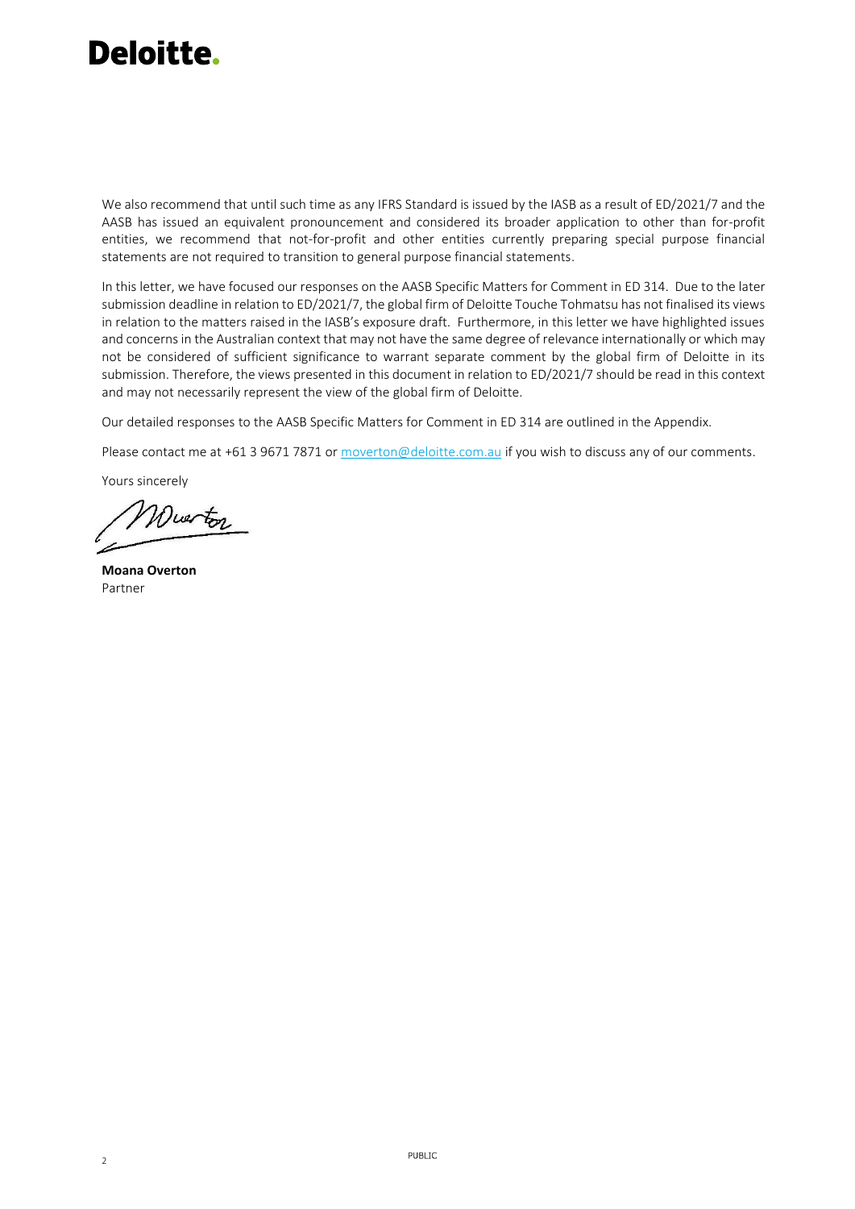We also recommend that until such time as any IFRS Standard is issued by the IASB as a result of ED/2021/7 and the AASB has issued an equivalent pronouncement and considered its broader application to other than for-profit entities, we recommend that not-for-profit and other entities currently preparing special purpose financial statements are not required to transition to general purpose financial statements.

In this letter, we have focused our responses on the AASB Specific Matters for Comment in ED 314. Due to the later submission deadline in relation to ED/2021/7, the global firm of Deloitte Touche Tohmatsu has not finalised its views in relation to the matters raised in the IASB's exposure draft. Furthermore, in this letter we have highlighted issues and concerns in the Australian context that may not have the same degree of relevance internationally or which may not be considered of sufficient significance to warrant separate comment by the global firm of Deloitte in its submission. Therefore, the views presented in this document in relation to ED/2021/7 should be read in this context and may not necessarily represent the view of the global firm of Deloitte.

Our detailed responses to the AASB Specific Matters for Comment in ED 314 are outlined in the Appendix.

Please contact me at +61 3 9671 7871 or moverton@deloitte.com.au if you wish to discuss any of our comments.

Yours sincerely

**Moana Overton**
Partner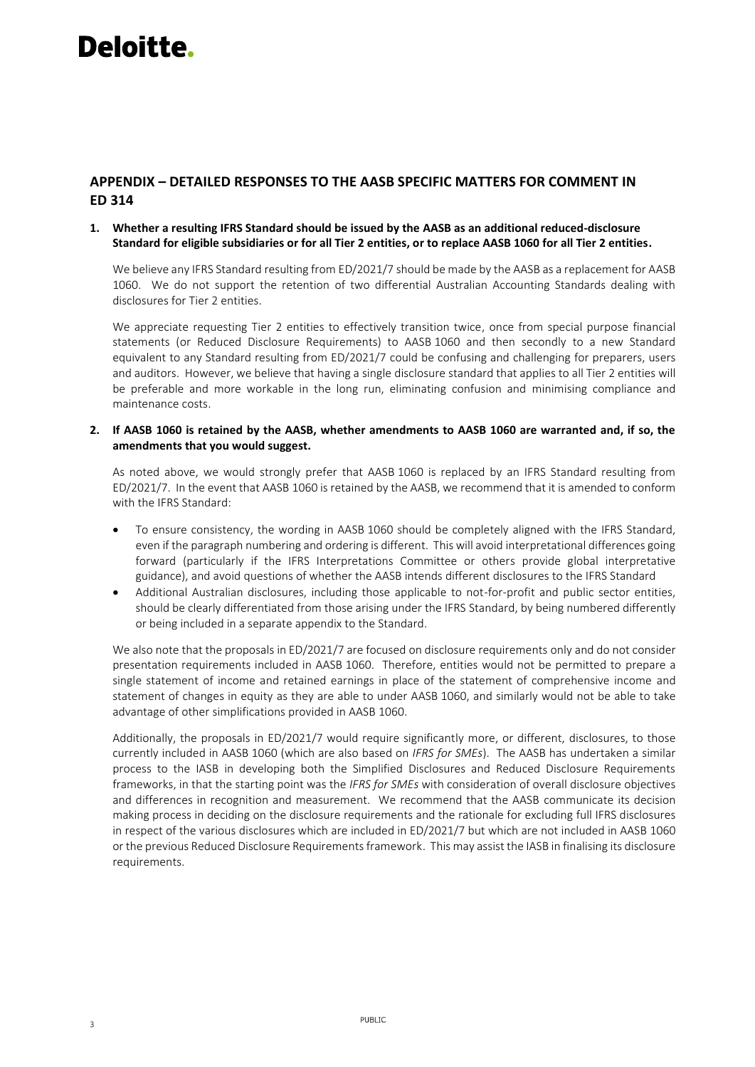## APPENDIX – DETAILED RESPONSES TO THE AASB SPECIFIC MATTERS FOR COMMENT IN ED 314

**1. Whether a resulting IFRS Standard should be issued by the AASB as an additional reduced-disclosure Standard for eligible subsidiaries or for all Tier 2 entities, or to replace AASB 1060 for all Tier 2 entities.**

We believe any IFRS Standard resulting from ED/2021/7 should be made by the AASB as a replacement for AASB 1060. We do not support the retention of two differential Australian Accounting Standards dealing with disclosures for Tier 2 entities.

We appreciate requesting Tier 2 entities to effectively transition twice, once from special purpose financial statements (or Reduced Disclosure Requirements) to AASB 1060 and then secondly to a new Standard equivalent to any Standard resulting from ED/2021/7 could be confusing and challenging for preparers, users and auditors. However, we believe that having a single disclosure standard that applies to all Tier 2 entities will be preferable and more workable in the long run, eliminating confusion and minimising compliance and maintenance costs.

**2. If AASB 1060 is retained by the AASB, whether amendments to AASB 1060 are warranted and, if so, the amendments that you would suggest.**

As noted above, we would strongly prefer that AASB 1060 is replaced by an IFRS Standard resulting from ED/2021/7. In the event that AASB 1060 is retained by the AASB, we recommend that it is amended to conform with the IFRS Standard:

- To ensure consistency, the wording in AASB 1060 should be completely aligned with the IFRS Standard, even if the paragraph numbering and ordering is different. This will avoid interpretational differences going forward (particularly if the IFRS Interpretations Committee or others provide global interpretative guidance), and avoid questions of whether the AASB intends different disclosures to the IFRS Standard
- Additional Australian disclosures, including those applicable to not-for-profit and public sector entities, should be clearly differentiated from those arising under the IFRS Standard, by being numbered differently or being included in a separate appendix to the Standard.

We also note that the proposals in ED/2021/7 are focused on disclosure requirements only and do not consider presentation requirements included in AASB 1060. Therefore, entities would not be permitted to prepare a single statement of income and retained earnings in place of the statement of comprehensive income and statement of changes in equity as they are able to under AASB 1060, and similarly would not be able to take advantage of other simplifications provided in AASB 1060.

Additionally, the proposals in ED/2021/7 would require significantly more, or different, disclosures, to those currently included in AASB 1060 (which are also based on *IFRS for SMEs*). The AASB has undertaken a similar process to the IASB in developing both the Simplified Disclosures and Reduced Disclosure Requirements frameworks, in that the starting point was the *IFRS for SMEs* with consideration of overall disclosure objectives and differences in recognition and measurement. We recommend that the AASB communicate its decision making process in deciding on the disclosure requirements and the rationale for excluding full IFRS disclosures in respect of the various disclosures which are included in ED/2021/7 but which are not included in AASB 1060 or the previous Reduced Disclosure Requirements framework. This may assist the IASB in finalising its disclosure requirements.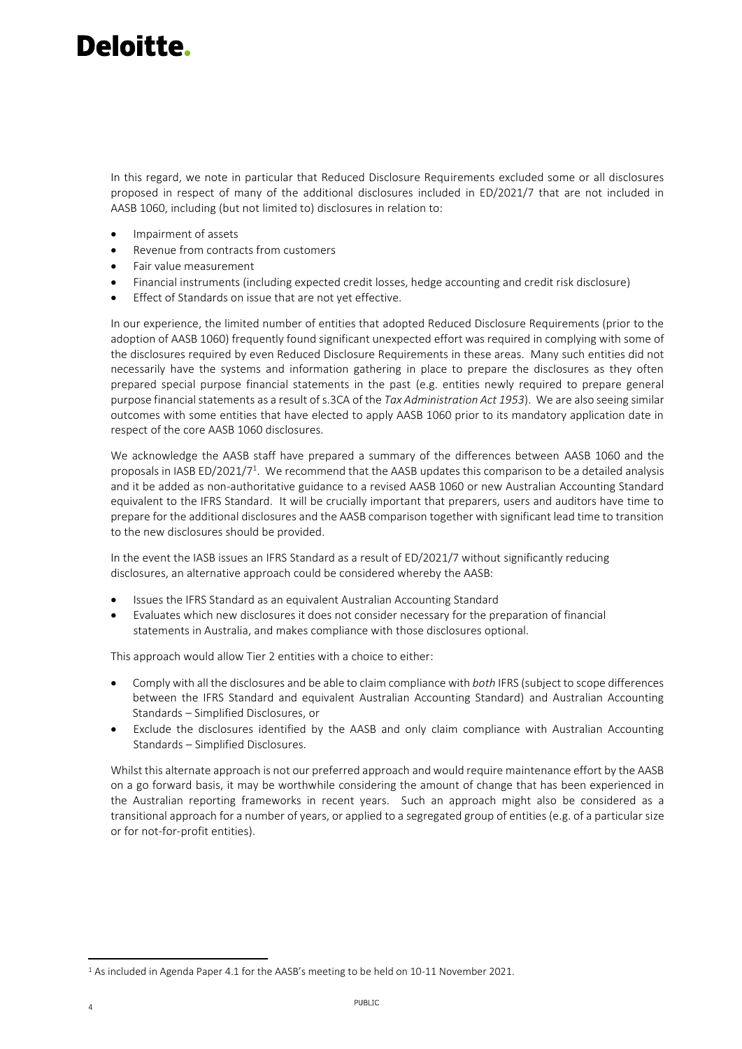In this regard, we note in particular that Reduced Disclosure Requirements excluded some or all disclosures proposed in respect of many of the additional disclosures included in ED/2021/7 that are not included in AASB 1060, including (but not limited to) disclosures in relation to:

- Impairment of assets
- Revenue from contracts from customers
- Fair value measurement
- Financial instruments (including expected credit losses, hedge accounting and credit risk disclosure)
- Effect of Standards on issue that are not yet effective.

In our experience, the limited number of entities that adopted Reduced Disclosure Requirements (prior to the adoption of AASB 1060) frequently found significant unexpected effort was required in complying with some of the disclosures required by even Reduced Disclosure Requirements in these areas. Many such entities did not necessarily have the systems and information gathering in place to prepare the disclosures as they often prepared special purpose financial statements in the past (e.g. entities newly required to prepare general purpose financial statements as a result of s.3CA of the *Tax Administration Act 1953*). We are also seeing similar outcomes with some entities that have elected to apply AASB 1060 prior to its mandatory application date in respect of the core AASB 1060 disclosures.

We acknowledge the AASB staff have prepared a summary of the differences between AASB 1060 and the proposals in IASB ED/2021/7[1]. We recommend that the AASB updates this comparison to be a detailed analysis and it be added as non-authoritative guidance to a revised AASB 1060 or new Australian Accounting Standard equivalent to the IFRS Standard. It will be crucially important that preparers, users and auditors have time to prepare for the additional disclosures and the AASB comparison together with significant lead time to transition to the new disclosures should be provided.

In the event the IASB issues an IFRS Standard as a result of ED/2021/7 without significantly reducing disclosures, an alternative approach could be considered whereby the AASB:

- Issues the IFRS Standard as an equivalent Australian Accounting Standard
- Evaluates which new disclosures it does not consider necessary for the preparation of financial statements in Australia, and makes compliance with those disclosures optional.

This approach would allow Tier 2 entities with a choice to either:

- Comply with all the disclosures and be able to claim compliance with *both* IFRS (subject to scope differences between the IFRS Standard and equivalent Australian Accounting Standard) and Australian Accounting Standards – Simplified Disclosures, or
- Exclude the disclosures identified by the AASB and only claim compliance with Australian Accounting Standards – Simplified Disclosures.

Whilst this alternate approach is not our preferred approach and would require maintenance effort by the AASB on a go forward basis, it may be worthwhile considering the amount of change that has been experienced in the Australian reporting frameworks in recent years. Such an approach might also be considered as a transitional approach for a number of years, or applied to a segregated group of entities (e.g. of a particular size or for not-for-profit entities).

[1] As included in Agenda Paper 4.1 for the AASB's meeting to be held on 10-11 November 2021.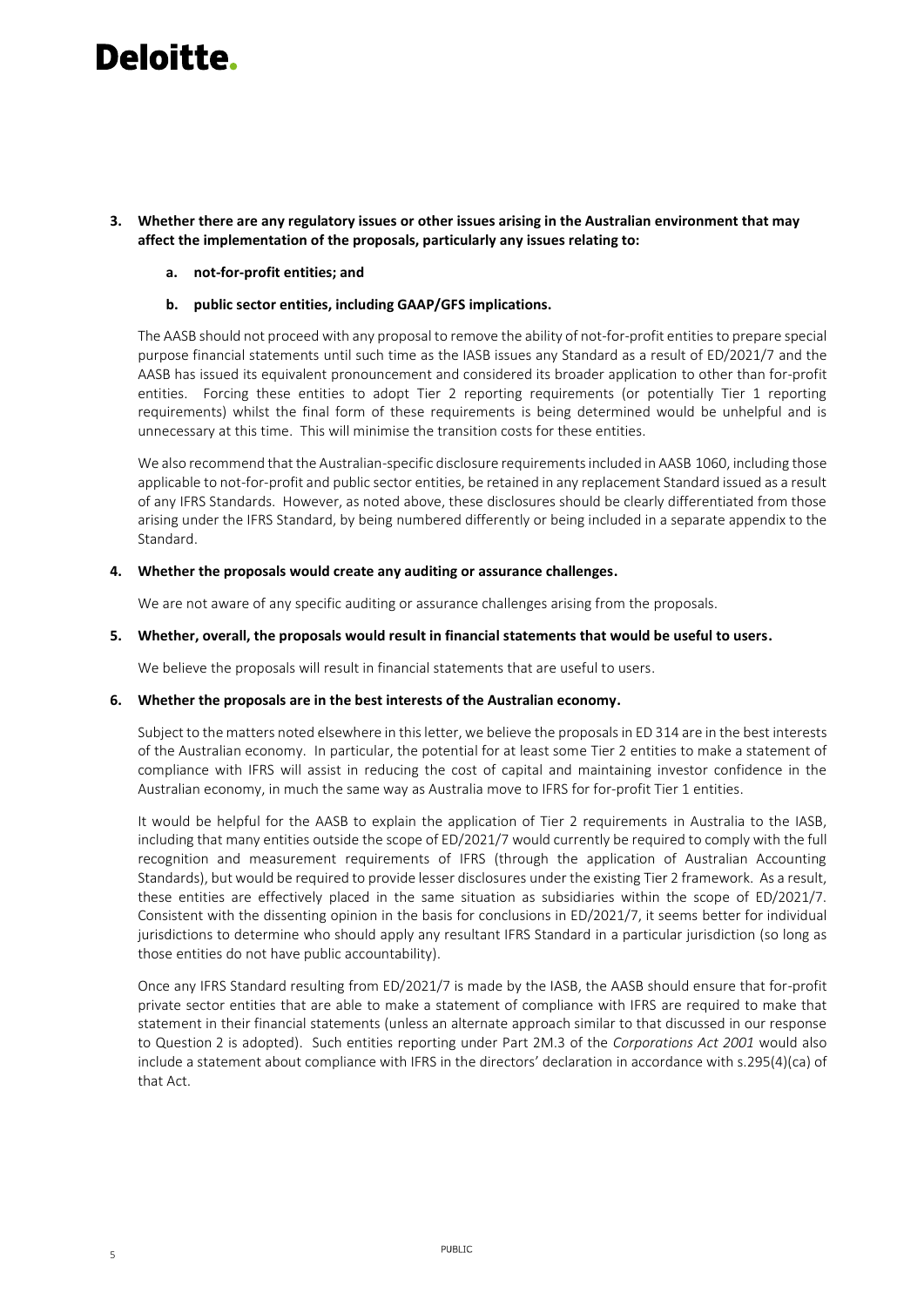3. **Whether there are any regulatory issues or other issues arising in the Australian environment that may affect the implementation of the proposals, particularly any issues relating to:**

   a. **not-for-profit entities; and**

   b. **public sector entities, including GAAP/GFS implications.**

   The AASB should not proceed with any proposal to remove the ability of not-for-profit entities to prepare special purpose financial statements until such time as the IASB issues any Standard as a result of ED/2021/7 and the AASB has issued its equivalent pronouncement and considered its broader application to other than for-profit entities. Forcing these entities to adopt Tier 2 reporting requirements (or potentially Tier 1 reporting requirements) whilst the final form of these requirements is being determined would be unhelpful and is unnecessary at this time. This will minimise the transition costs for these entities.

   We also recommend that the Australian-specific disclosure requirements included in AASB 1060, including those applicable to not-for-profit and public sector entities, be retained in any replacement Standard issued as a result of any IFRS Standards. However, as noted above, these disclosures should be clearly differentiated from those arising under the IFRS Standard, by being numbered differently or being included in a separate appendix to the Standard.

4. **Whether the proposals would create any auditing or assurance challenges.**

   We are not aware of any specific auditing or assurance challenges arising from the proposals.

5. **Whether, overall, the proposals would result in financial statements that would be useful to users.**

   We believe the proposals will result in financial statements that are useful to users.

6. **Whether the proposals are in the best interests of the Australian economy.**

   Subject to the matters noted elsewhere in this letter, we believe the proposals in ED 314 are in the best interests of the Australian economy. In particular, the potential for at least some Tier 2 entities to make a statement of compliance with IFRS will assist in reducing the cost of capital and maintaining investor confidence in the Australian economy, in much the same way as Australia move to IFRS for for-profit Tier 1 entities.

   It would be helpful for the AASB to explain the application of Tier 2 requirements in Australia to the IASB, including that many entities outside the scope of ED/2021/7 would currently be required to comply with the full recognition and measurement requirements of IFRS (through the application of Australian Accounting Standards), but would be required to provide lesser disclosures under the existing Tier 2 framework. As a result, these entities are effectively placed in the same situation as subsidiaries within the scope of ED/2021/7. Consistent with the dissenting opinion in the basis for conclusions in ED/2021/7, it seems better for individual jurisdictions to determine who should apply any resultant IFRS Standard in a particular jurisdiction (so long as those entities do not have public accountability).

   Once any IFRS Standard resulting from ED/2021/7 is made by the IASB, the AASB should ensure that for-profit private sector entities that are able to make a statement of compliance with IFRS are required to make that statement in their financial statements (unless an alternate approach similar to that discussed in our response to Question 2 is adopted). Such entities reporting under Part 2M.3 of the *Corporations Act 2001* would also include a statement about compliance with IFRS in the directors' declaration in accordance with s.295(4)(ca) of that Act.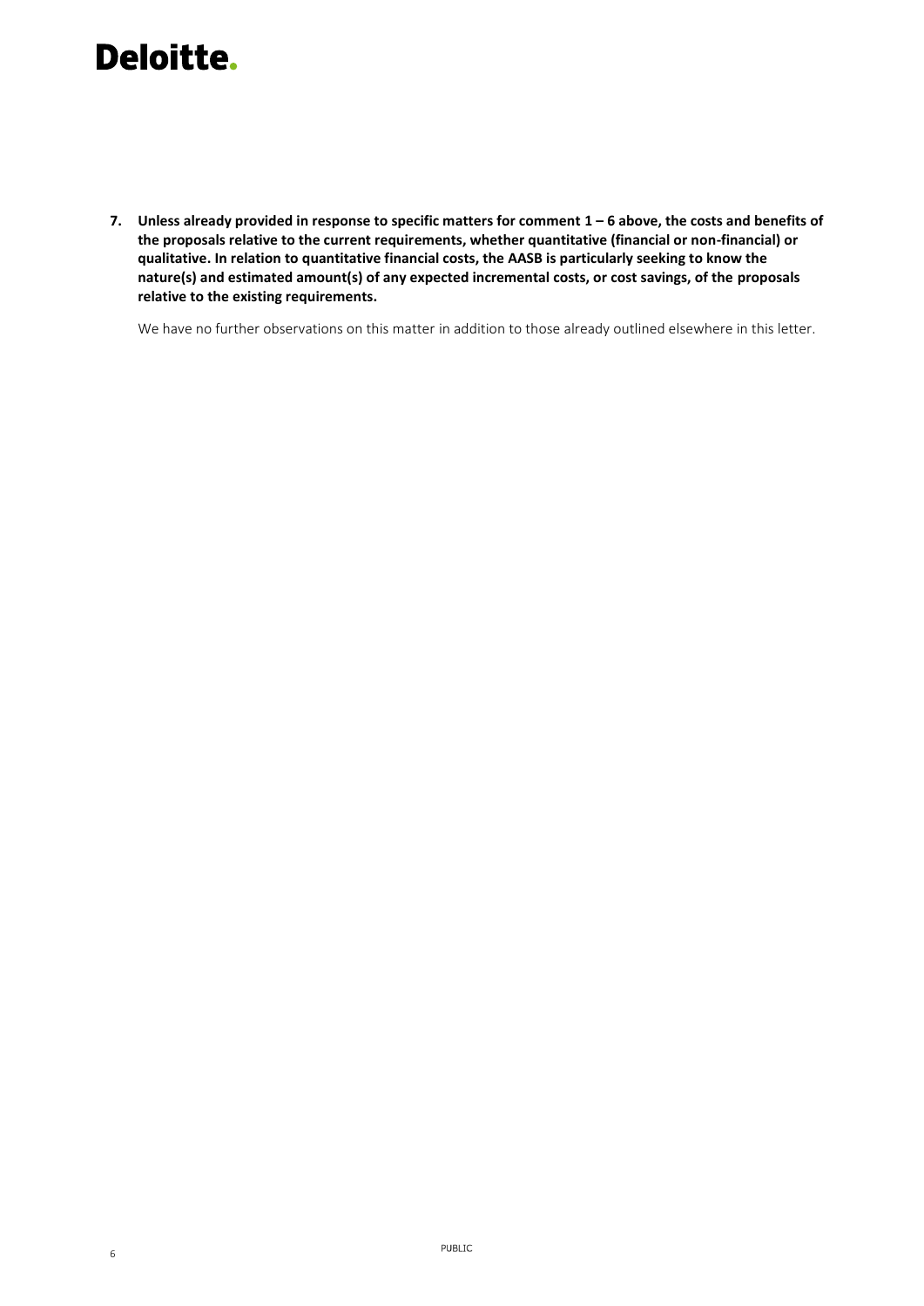**7. Unless already provided in response to specific matters for comment 1 – 6 above, the costs and benefits of the proposals relative to the current requirements, whether quantitative (financial or non-financial) or qualitative. In relation to quantitative financial costs, the AASB is particularly seeking to know the nature(s) and estimated amount(s) of any expected incremental costs, or cost savings, of the proposals relative to the existing requirements.**

We have no further observations on this matter in addition to those already outlined elsewhere in this letter.